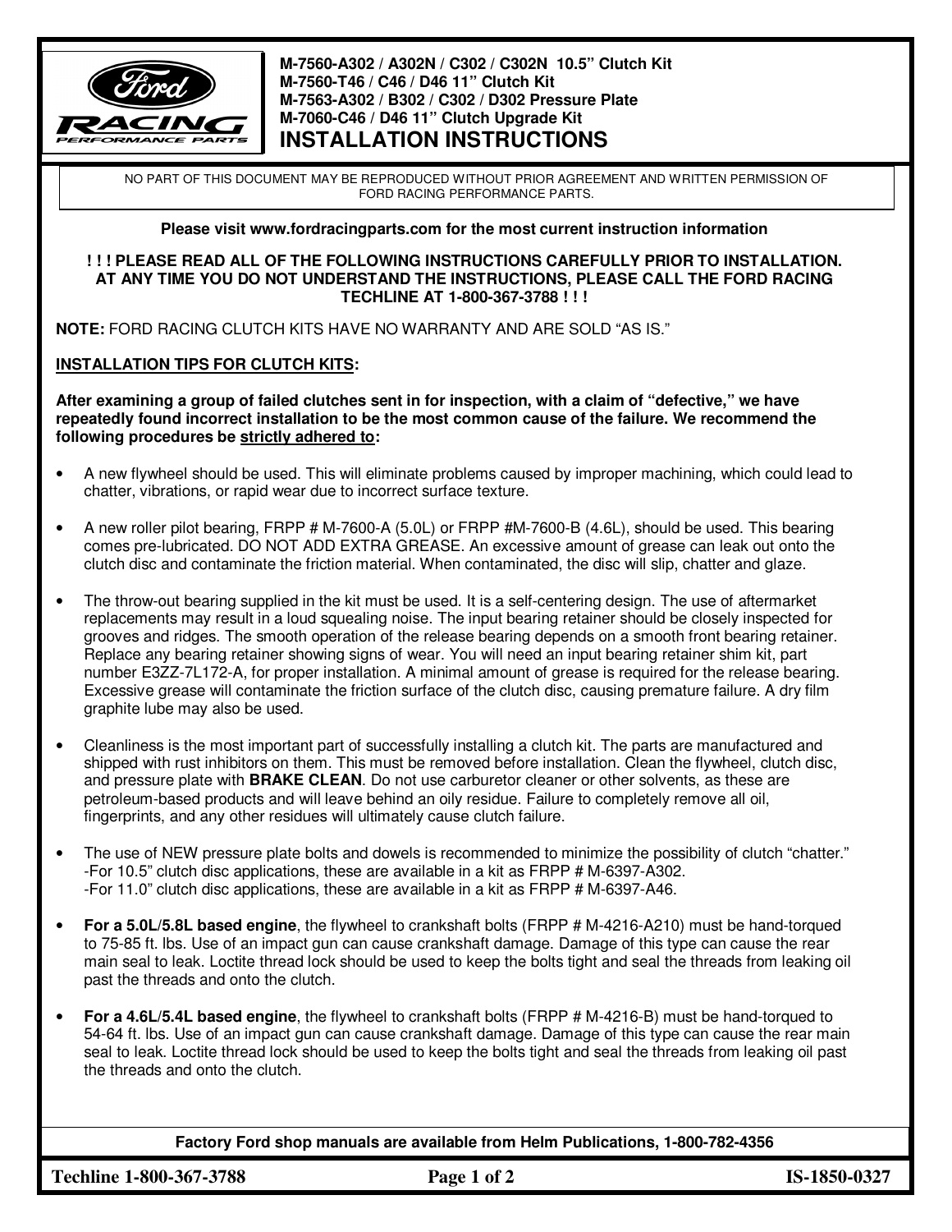**M-7560-A302 / A302N / C302 / C302N 10.5" Clutch Kit**
**M-7560-T46 / C46 / D46 11" Clutch Kit**
**M-7563-A302 / B302 / C302 / D302 Pressure Plate**
**M-7060-C46 / D46 11" Clutch Upgrade Kit**

# INSTALLATION INSTRUCTIONS

NO PART OF THIS DOCUMENT MAY BE REPRODUCED WITHOUT PRIOR AGREEMENT AND WRITTEN PERMISSION OF FORD RACING PERFORMANCE PARTS.

**Please visit www.fordracingparts.com for the most current instruction information**

**! ! ! PLEASE READ ALL OF THE FOLLOWING INSTRUCTIONS CAREFULLY PRIOR TO INSTALLATION. AT ANY TIME YOU DO NOT UNDERSTAND THE INSTRUCTIONS, PLEASE CALL THE FORD RACING TECHLINE AT 1-800-367-3788 ! ! !**

**NOTE:** FORD RACING CLUTCH KITS HAVE NO WARRANTY AND ARE SOLD "AS IS."

## INSTALLATION TIPS FOR CLUTCH KITS:

**After examining a group of failed clutches sent in for inspection, with a claim of "defective," we have repeatedly found incorrect installation to be the most common cause of the failure. We recommend the following procedures be strictly adhered to:**

- A new flywheel should be used. This will eliminate problems caused by improper machining, which could lead to chatter, vibrations, or rapid wear due to incorrect surface texture.
- A new roller pilot bearing, FRPP # M-7600-A (5.0L) or FRPP #M-7600-B (4.6L), should be used. This bearing comes pre-lubricated. DO NOT ADD EXTRA GREASE. An excessive amount of grease can leak out onto the clutch disc and contaminate the friction material. When contaminated, the disc will slip, chatter and glaze.
- The throw-out bearing supplied in the kit must be used. It is a self-centering design. The use of aftermarket replacements may result in a loud squealing noise. The input bearing retainer should be closely inspected for grooves and ridges. The smooth operation of the release bearing depends on a smooth front bearing retainer. Replace any bearing retainer showing signs of wear. You will need an input bearing retainer shim kit, part number E3ZZ-7L172-A, for proper installation. A minimal amount of grease is required for the release bearing. Excessive grease will contaminate the friction surface of the clutch disc, causing premature failure. A dry film graphite lube may also be used.
- Cleanliness is the most important part of successfully installing a clutch kit. The parts are manufactured and shipped with rust inhibitors on them. This must be removed before installation. Clean the flywheel, clutch disc, and pressure plate with **BRAKE CLEAN**. Do not use carburetor cleaner or other solvents, as these are petroleum-based products and will leave behind an oily residue. Failure to completely remove all oil, fingerprints, and any other residues will ultimately cause clutch failure.
- The use of NEW pressure plate bolts and dowels is recommended to minimize the possibility of clutch "chatter."
  -For 10.5" clutch disc applications, these are available in a kit as FRPP # M-6397-A302.
  -For 11.0" clutch disc applications, these are available in a kit as FRPP # M-6397-A46.
- **For a 5.0L/5.8L based engine**, the flywheel to crankshaft bolts (FRPP # M-4216-A210) must be hand-torqued to 75-85 ft. lbs. Use of an impact gun can cause crankshaft damage. Damage of this type can cause the rear main seal to leak. Loctite thread lock should be used to keep the bolts tight and seal the threads from leaking oil past the threads and onto the clutch.
- **For a 4.6L/5.4L based engine**, the flywheel to crankshaft bolts (FRPP # M-4216-B) must be hand-torqued to 54-64 ft. lbs. Use of an impact gun can cause crankshaft damage. Damage of this type can cause the rear main seal to leak. Loctite thread lock should be used to keep the bolts tight and seal the threads from leaking oil past the threads and onto the clutch.

**Factory Ford shop manuals are available from Helm Publications, 1-800-782-4356**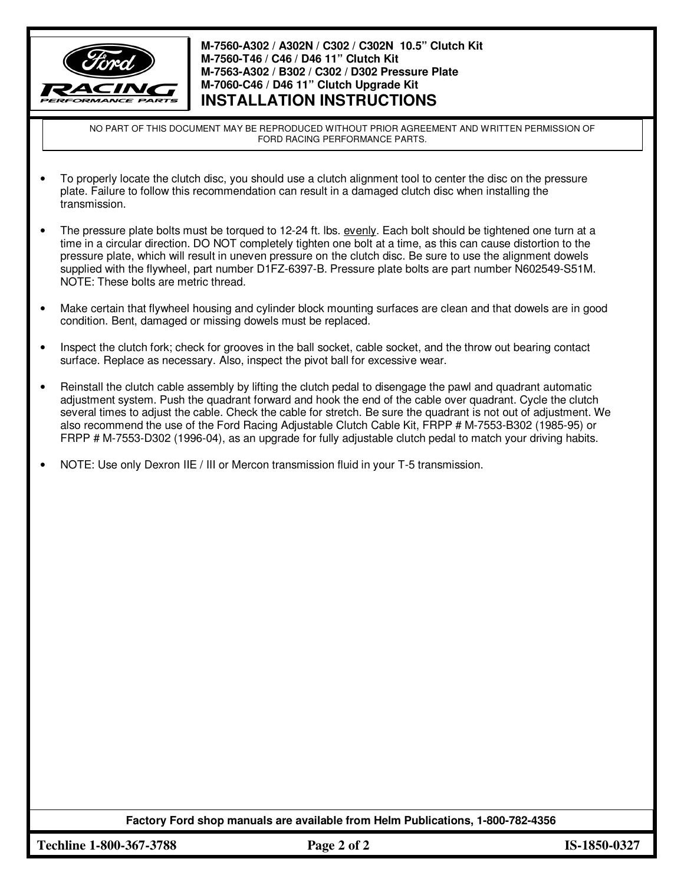**M-7560-A302 / A302N / C302 / C302N 10.5" Clutch Kit**
**M-7560-T46 / C46 / D46 11" Clutch Kit**
**M-7563-A302 / B302 / C302 / D302 Pressure Plate**
**M-7060-C46 / D46 11" Clutch Upgrade Kit**

# INSTALLATION INSTRUCTIONS

NO PART OF THIS DOCUMENT MAY BE REPRODUCED WITHOUT PRIOR AGREEMENT AND WRITTEN PERMISSION OF FORD RACING PERFORMANCE PARTS.

- To properly locate the clutch disc, you should use a clutch alignment tool to center the disc on the pressure plate. Failure to follow this recommendation can result in a damaged clutch disc when installing the transmission.
- The pressure plate bolts must be torqued to 12-24 ft. lbs. <u>evenly</u>. Each bolt should be tightened one turn at a time in a circular direction. DO NOT completely tighten one bolt at a time, as this can cause distortion to the pressure plate, which will result in uneven pressure on the clutch disc. Be sure to use the alignment dowels supplied with the flywheel, part number D1FZ-6397-B. Pressure plate bolts are part number N602549-S51M. NOTE: These bolts are metric thread.
- Make certain that flywheel housing and cylinder block mounting surfaces are clean and that dowels are in good condition. Bent, damaged or missing dowels must be replaced.
- Inspect the clutch fork; check for grooves in the ball socket, cable socket, and the throw out bearing contact surface. Replace as necessary. Also, inspect the pivot ball for excessive wear.
- Reinstall the clutch cable assembly by lifting the clutch pedal to disengage the pawl and quadrant automatic adjustment system. Push the quadrant forward and hook the end of the cable over quadrant. Cycle the clutch several times to adjust the cable. Check the cable for stretch. Be sure the quadrant is not out of adjustment. We also recommend the use of the Ford Racing Adjustable Clutch Cable Kit, FRPP # M-7553-B302 (1985-95) or FRPP # M-7553-D302 (1996-04), as an upgrade for fully adjustable clutch pedal to match your driving habits.
- NOTE: Use only Dexron IIE / III or Mercon transmission fluid in your T-5 transmission.

**Factory Ford shop manuals are available from Helm Publications, 1-800-782-4356**

**Techline 1-800-367-3788** **IS-1850-0327**